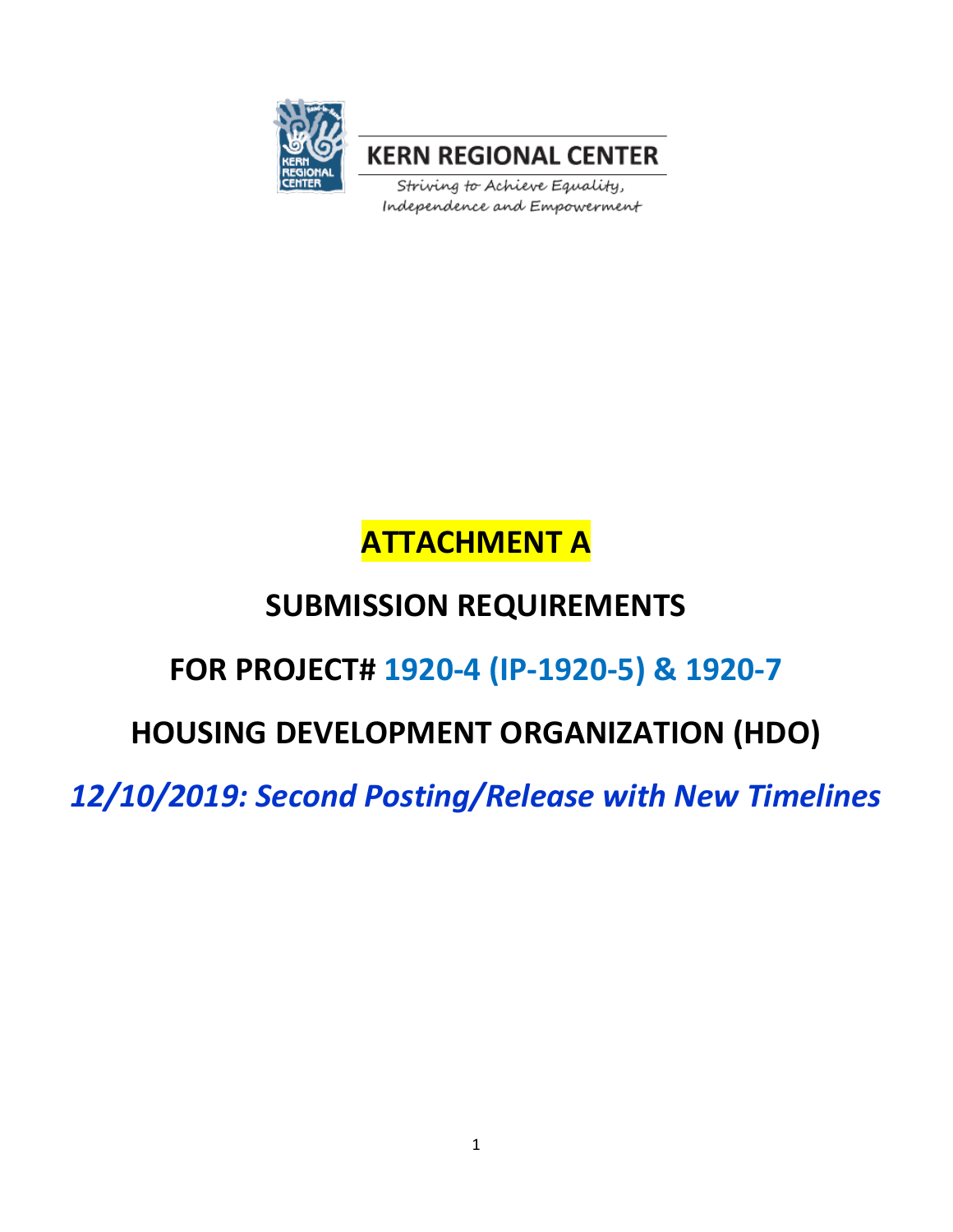KERN REGIONAL CENTER

*Striving to Achieve Equality, Independence and Empowerment*

# ATTACHMENT A

# SUBMISSION REQUIREMENTS

# FOR PROJECT# 1920-4 (IP-1920-5) & 1920-7

# HOUSING DEVELOPMENT ORGANIZATION (HDO)

***12/10/2019: Second Posting/Release with New Timelines***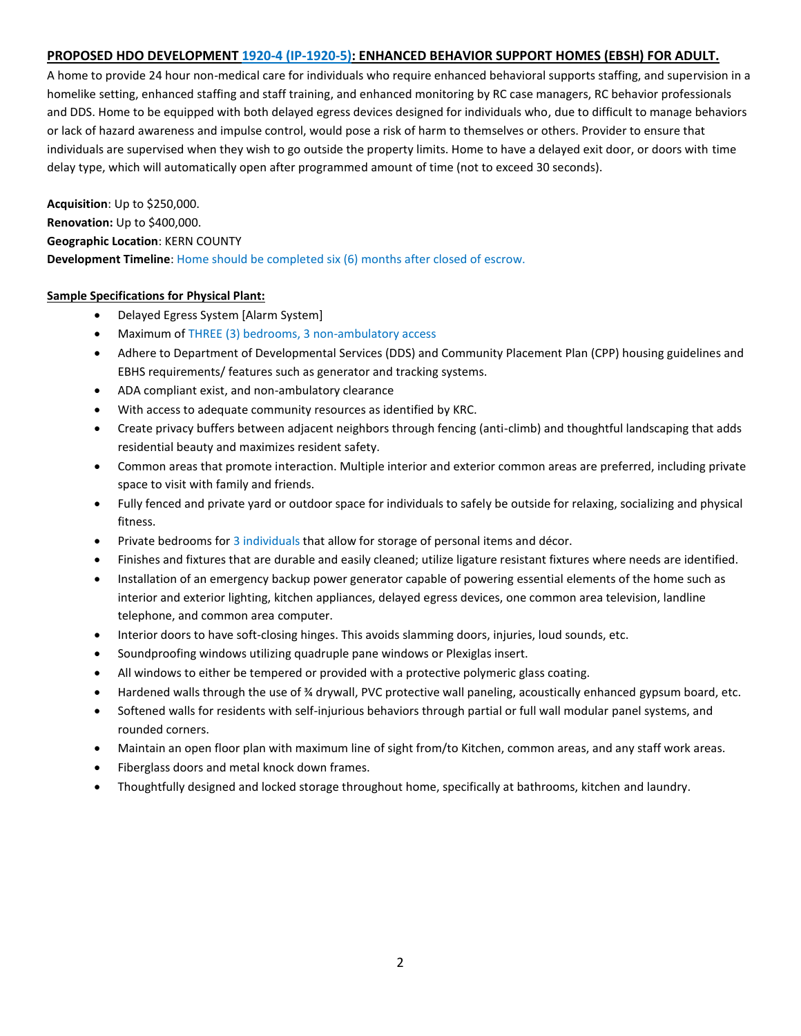**PROPOSED HDO DEVELOPMENT 1920-4 (IP-1920-5): ENHANCED BEHAVIOR SUPPORT HOMES (EBSH) FOR ADULT.**

A home to provide 24 hour non-medical care for individuals who require enhanced behavioral supports staffing, and supervision in a homelike setting, enhanced staffing and staff training, and enhanced monitoring by RC case managers, RC behavior professionals and DDS. Home to be equipped with both delayed egress devices designed for individuals who, due to difficult to manage behaviors or lack of hazard awareness and impulse control, would pose a risk of harm to themselves or others. Provider to ensure that individuals are supervised when they wish to go outside the property limits. Home to have a delayed exit door, or doors with time delay type, which will automatically open after programmed amount of time (not to exceed 30 seconds).

**Acquisition**: Up to $250,000.
**Renovation:** Up to $400,000.
**Geographic Location**: KERN COUNTY
**Development Timeline**: Home should be completed six (6) months after closed of escrow.

**Sample Specifications for Physical Plant:**

- Delayed Egress System [Alarm System]
- Maximum of THREE (3) bedrooms, 3 non-ambulatory access
- Adhere to Department of Developmental Services (DDS) and Community Placement Plan (CPP) housing guidelines and EBHS requirements/ features such as generator and tracking systems.
- ADA compliant exist, and non-ambulatory clearance
- With access to adequate community resources as identified by KRC.
- Create privacy buffers between adjacent neighbors through fencing (anti-climb) and thoughtful landscaping that adds residential beauty and maximizes resident safety.
- Common areas that promote interaction. Multiple interior and exterior common areas are preferred, including private space to visit with family and friends.
- Fully fenced and private yard or outdoor space for individuals to safely be outside for relaxing, socializing and physical fitness.
- Private bedrooms for 3 individuals that allow for storage of personal items and décor.
- Finishes and fixtures that are durable and easily cleaned; utilize ligature resistant fixtures where needs are identified.
- Installation of an emergency backup power generator capable of powering essential elements of the home such as interior and exterior lighting, kitchen appliances, delayed egress devices, one common area television, landline telephone, and common area computer.
- Interior doors to have soft-closing hinges. This avoids slamming doors, injuries, loud sounds, etc.
- Soundproofing windows utilizing quadruple pane windows or Plexiglas insert.
- All windows to either be tempered or provided with a protective polymeric glass coating.
- Hardened walls through the use of ¾ drywall, PVC protective wall paneling, acoustically enhanced gypsum board, etc.
- Softened walls for residents with self-injurious behaviors through partial or full wall modular panel systems, and rounded corners.
- Maintain an open floor plan with maximum line of sight from/to Kitchen, common areas, and any staff work areas.
- Fiberglass doors and metal knock down frames.
- Thoughtfully designed and locked storage throughout home, specifically at bathrooms, kitchen and laundry.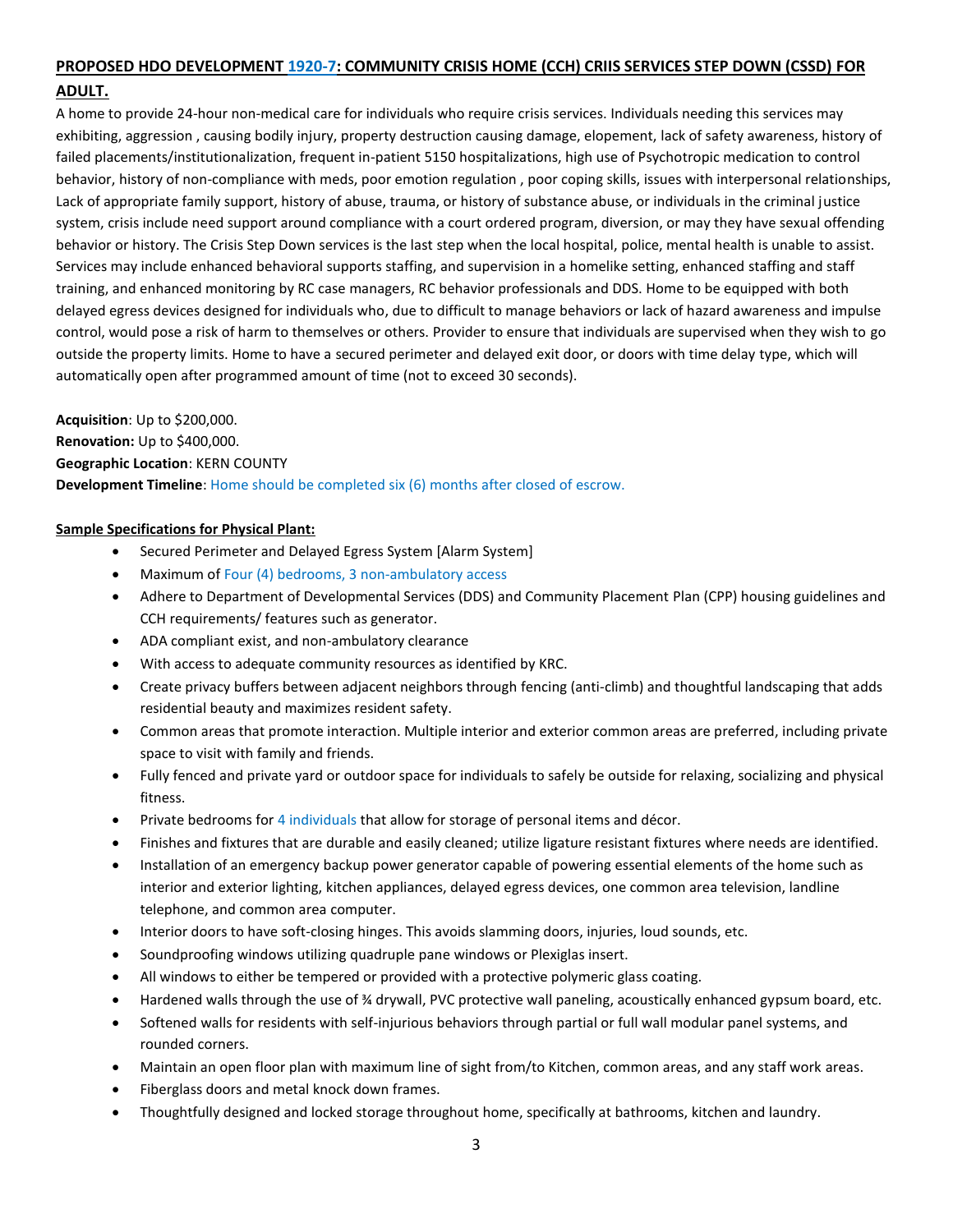## **PROPOSED HDO DEVELOPMENT 1920-7: COMMUNITY CRISIS HOME (CCH) CRIIS SERVICES STEP DOWN (CSSD) FOR ADULT.**

A home to provide 24-hour non-medical care for individuals who require crisis services. Individuals needing this services may exhibiting, aggression , causing bodily injury, property destruction causing damage, elopement, lack of safety awareness, history of failed placements/institutionalization, frequent in-patient 5150 hospitalizations, high use of Psychotropic medication to control behavior, history of non-compliance with meds, poor emotion regulation , poor coping skills, issues with interpersonal relationships, Lack of appropriate family support, history of abuse, trauma, or history of substance abuse, or individuals in the criminal justice system, crisis include need support around compliance with a court ordered program, diversion, or may they have sexual offending behavior or history. The Crisis Step Down services is the last step when the local hospital, police, mental health is unable to assist. Services may include enhanced behavioral supports staffing, and supervision in a homelike setting, enhanced staffing and staff training, and enhanced monitoring by RC case managers, RC behavior professionals and DDS. Home to be equipped with both delayed egress devices designed for individuals who, due to difficult to manage behaviors or lack of hazard awareness and impulse control, would pose a risk of harm to themselves or others. Provider to ensure that individuals are supervised when they wish to go outside the property limits. Home to have a secured perimeter and delayed exit door, or doors with time delay type, which will automatically open after programmed amount of time (not to exceed 30 seconds).

**Acquisition**: Up to $200,000.
**Renovation:** Up to $400,000.
**Geographic Location**: KERN COUNTY
**Development Timeline**: Home should be completed six (6) months after closed of escrow.

**Sample Specifications for Physical Plant:**

- Secured Perimeter and Delayed Egress System [Alarm System]
- Maximum of Four (4) bedrooms, 3 non-ambulatory access
- Adhere to Department of Developmental Services (DDS) and Community Placement Plan (CPP) housing guidelines and CCH requirements/ features such as generator.
- ADA compliant exist, and non-ambulatory clearance
- With access to adequate community resources as identified by KRC.
- Create privacy buffers between adjacent neighbors through fencing (anti-climb) and thoughtful landscaping that adds residential beauty and maximizes resident safety.
- Common areas that promote interaction. Multiple interior and exterior common areas are preferred, including private space to visit with family and friends.
- Fully fenced and private yard or outdoor space for individuals to safely be outside for relaxing, socializing and physical fitness.
- Private bedrooms for 4 individuals that allow for storage of personal items and décor.
- Finishes and fixtures that are durable and easily cleaned; utilize ligature resistant fixtures where needs are identified.
- Installation of an emergency backup power generator capable of powering essential elements of the home such as interior and exterior lighting, kitchen appliances, delayed egress devices, one common area television, landline telephone, and common area computer.
- Interior doors to have soft-closing hinges. This avoids slamming doors, injuries, loud sounds, etc.
- Soundproofing windows utilizing quadruple pane windows or Plexiglas insert.
- All windows to either be tempered or provided with a protective polymeric glass coating.
- Hardened walls through the use of ¾ drywall, PVC protective wall paneling, acoustically enhanced gypsum board, etc.
- Softened walls for residents with self-injurious behaviors through partial or full wall modular panel systems, and rounded corners.
- Maintain an open floor plan with maximum line of sight from/to Kitchen, common areas, and any staff work areas.
- Fiberglass doors and metal knock down frames.
- Thoughtfully designed and locked storage throughout home, specifically at bathrooms, kitchen and laundry.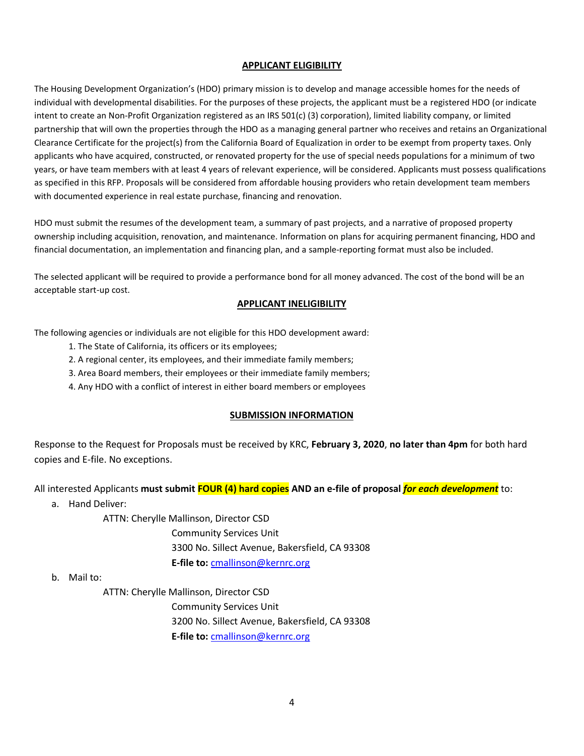## APPLICANT ELIGIBILITY

The Housing Development Organization's (HDO) primary mission is to develop and manage accessible homes for the needs of individual with developmental disabilities. For the purposes of these projects, the applicant must be a registered HDO (or indicate intent to create an Non-Profit Organization registered as an IRS 501(c) (3) corporation), limited liability company, or limited partnership that will own the properties through the HDO as a managing general partner who receives and retains an Organizational Clearance Certificate for the project(s) from the California Board of Equalization in order to be exempt from property taxes. Only applicants who have acquired, constructed, or renovated property for the use of special needs populations for a minimum of two years, or have team members with at least 4 years of relevant experience, will be considered. Applicants must possess qualifications as specified in this RFP. Proposals will be considered from affordable housing providers who retain development team members with documented experience in real estate purchase, financing and renovation.

HDO must submit the resumes of the development team, a summary of past projects, and a narrative of proposed property ownership including acquisition, renovation, and maintenance. Information on plans for acquiring permanent financing, HDO and financial documentation, an implementation and financing plan, and a sample-reporting format must also be included.

The selected applicant will be required to provide a performance bond for all money advanced. The cost of the bond will be an acceptable start-up cost.

## APPLICANT INELIGIBILITY

The following agencies or individuals are not eligible for this HDO development award:

1. The State of California, its officers or its employees;
2. A regional center, its employees, and their immediate family members;
3. Area Board members, their employees or their immediate family members;
4. Any HDO with a conflict of interest in either board members or employees

## SUBMISSION INFORMATION

Response to the Request for Proposals must be received by KRC, **February 3, 2020**, **no later than 4pm** for both hard copies and E-file. No exceptions.

All interested Applicants **must submit FOUR (4) hard copies AND an e-file of proposal *for each development*** to:

a. Hand Deliver:

ATTN: Cherylle Mallinson, Director CSD
Community Services Unit
3300 No. Sillect Avenue, Bakersfield, CA 93308
**E-file to:** cmallinson@kernrc.org

b. Mail to:

ATTN: Cherylle Mallinson, Director CSD
Community Services Unit
3200 No. Sillect Avenue, Bakersfield, CA 93308
**E-file to:** cmallinson@kernrc.org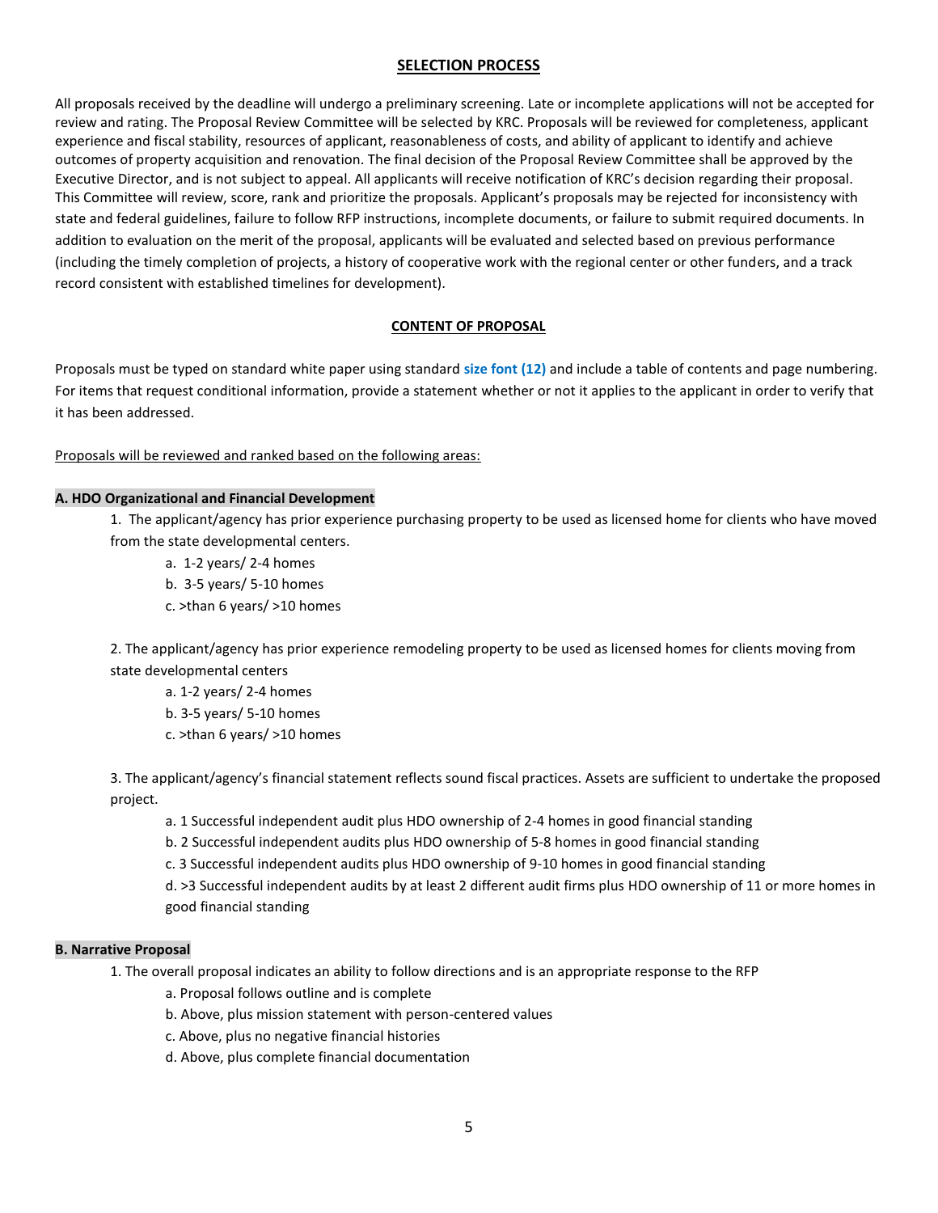## SELECTION PROCESS

All proposals received by the deadline will undergo a preliminary screening. Late or incomplete applications will not be accepted for review and rating. The Proposal Review Committee will be selected by KRC. Proposals will be reviewed for completeness, applicant experience and fiscal stability, resources of applicant, reasonableness of costs, and ability of applicant to identify and achieve outcomes of property acquisition and renovation. The final decision of the Proposal Review Committee shall be approved by the Executive Director, and is not subject to appeal. All applicants will receive notification of KRC's decision regarding their proposal. This Committee will review, score, rank and prioritize the proposals. Applicant's proposals may be rejected for inconsistency with state and federal guidelines, failure to follow RFP instructions, incomplete documents, or failure to submit required documents. In addition to evaluation on the merit of the proposal, applicants will be evaluated and selected based on previous performance (including the timely completion of projects, a history of cooperative work with the regional center or other funders, and a track record consistent with established timelines for development).

## CONTENT OF PROPOSAL

Proposals must be typed on standard white paper using standard **size font (12)** and include a table of contents and page numbering. For items that request conditional information, provide a statement whether or not it applies to the applicant in order to verify that it has been addressed.

Proposals will be reviewed and ranked based on the following areas:

**A. HDO Organizational and Financial Development**

1. The applicant/agency has prior experience purchasing property to be used as licensed home for clients who have moved from the state developmental centers.
   - a. 1-2 years/ 2-4 homes
   - b. 3-5 years/ 5-10 homes
   - c. >than 6 years/ >10 homes

2. The applicant/agency has prior experience remodeling property to be used as licensed homes for clients moving from state developmental centers
   - a. 1-2 years/ 2-4 homes
   - b. 3-5 years/ 5-10 homes
   - c. >than 6 years/ >10 homes

3. The applicant/agency's financial statement reflects sound fiscal practices. Assets are sufficient to undertake the proposed project.
   - a. 1 Successful independent audit plus HDO ownership of 2-4 homes in good financial standing
   - b. 2 Successful independent audits plus HDO ownership of 5-8 homes in good financial standing
   - c. 3 Successful independent audits plus HDO ownership of 9-10 homes in good financial standing
   - d. >3 Successful independent audits by at least 2 different audit firms plus HDO ownership of 11 or more homes in good financial standing

**B. Narrative Proposal**

1. The overall proposal indicates an ability to follow directions and is an appropriate response to the RFP
   - a. Proposal follows outline and is complete
   - b. Above, plus mission statement with person-centered values
   - c. Above, plus no negative financial histories
   - d. Above, plus complete financial documentation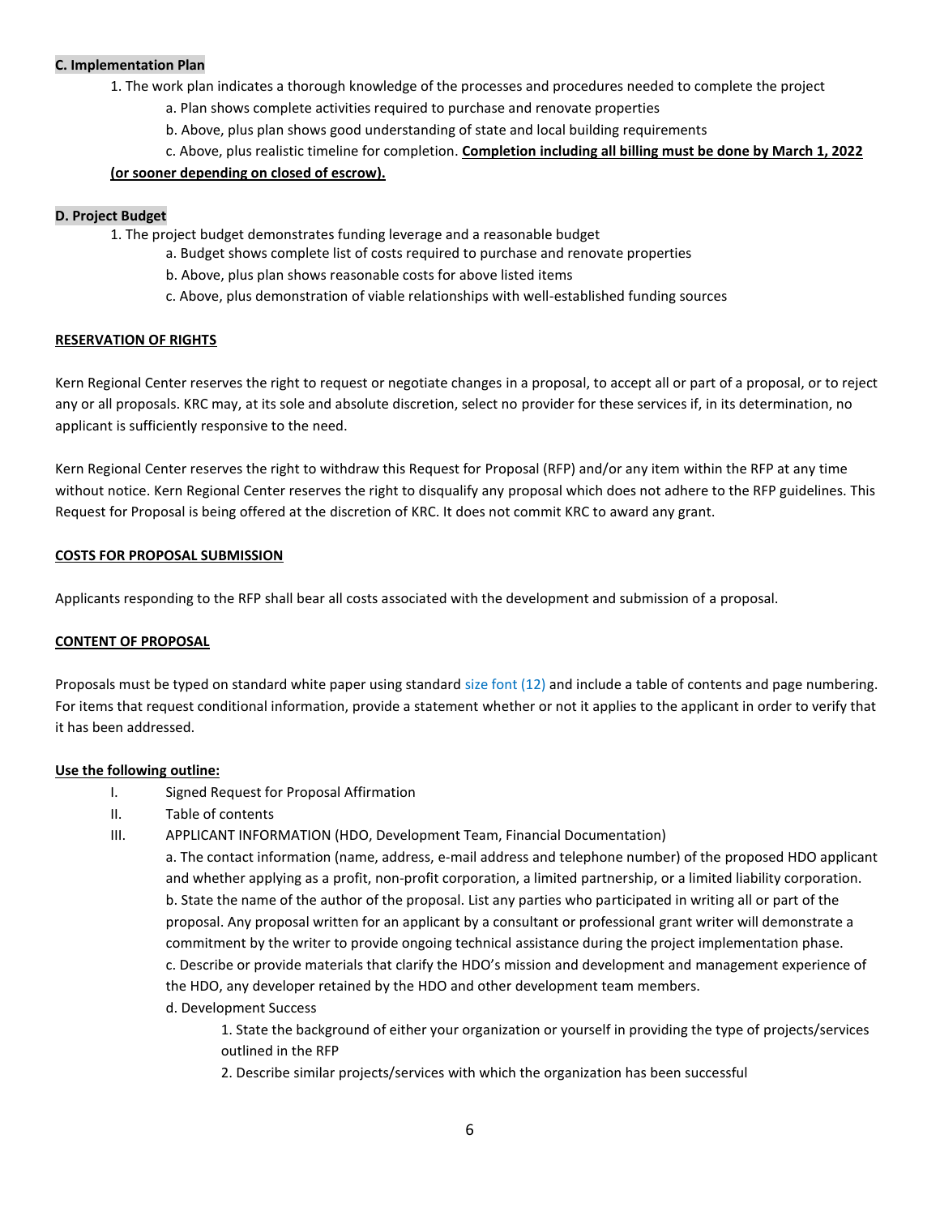**C. Implementation Plan**

1. The work plan indicates a thorough knowledge of the processes and procedures needed to complete the project
    - a. Plan shows complete activities required to purchase and renovate properties
    - b. Above, plus plan shows good understanding of state and local building requirements
    - c. Above, plus realistic timeline for completion. **Completion including all billing must be done by March 1, 2022 (or sooner depending on closed of escrow).**

**D. Project Budget**

1. The project budget demonstrates funding leverage and a reasonable budget
    - a. Budget shows complete list of costs required to purchase and renovate properties
    - b. Above, plus plan shows reasonable costs for above listed items
    - c. Above, plus demonstration of viable relationships with well-established funding sources

**RESERVATION OF RIGHTS**

Kern Regional Center reserves the right to request or negotiate changes in a proposal, to accept all or part of a proposal, or to reject any or all proposals. KRC may, at its sole and absolute discretion, select no provider for these services if, in its determination, no applicant is sufficiently responsive to the need.

Kern Regional Center reserves the right to withdraw this Request for Proposal (RFP) and/or any item within the RFP at any time without notice. Kern Regional Center reserves the right to disqualify any proposal which does not adhere to the RFP guidelines. This Request for Proposal is being offered at the discretion of KRC. It does not commit KRC to award any grant.

**COSTS FOR PROPOSAL SUBMISSION**

Applicants responding to the RFP shall bear all costs associated with the development and submission of a proposal.

**CONTENT OF PROPOSAL**

Proposals must be typed on standard white paper using standard size font (12) and include a table of contents and page numbering. For items that request conditional information, provide a statement whether or not it applies to the applicant in order to verify that it has been addressed.

**Use the following outline:**

I. Signed Request for Proposal Affirmation

II. Table of contents

III. APPLICANT INFORMATION (HDO, Development Team, Financial Documentation)

a. The contact information (name, address, e-mail address and telephone number) of the proposed HDO applicant and whether applying as a profit, non-profit corporation, a limited partnership, or a limited liability corporation.

b. State the name of the author of the proposal. List any parties who participated in writing all or part of the proposal. Any proposal written for an applicant by a consultant or professional grant writer will demonstrate a commitment by the writer to provide ongoing technical assistance during the project implementation phase.

c. Describe or provide materials that clarify the HDO's mission and development and management experience of the HDO, any developer retained by the HDO and other development team members.

d. Development Success

1. State the background of either your organization or yourself in providing the type of projects/services outlined in the RFP
2. Describe similar projects/services with which the organization has been successful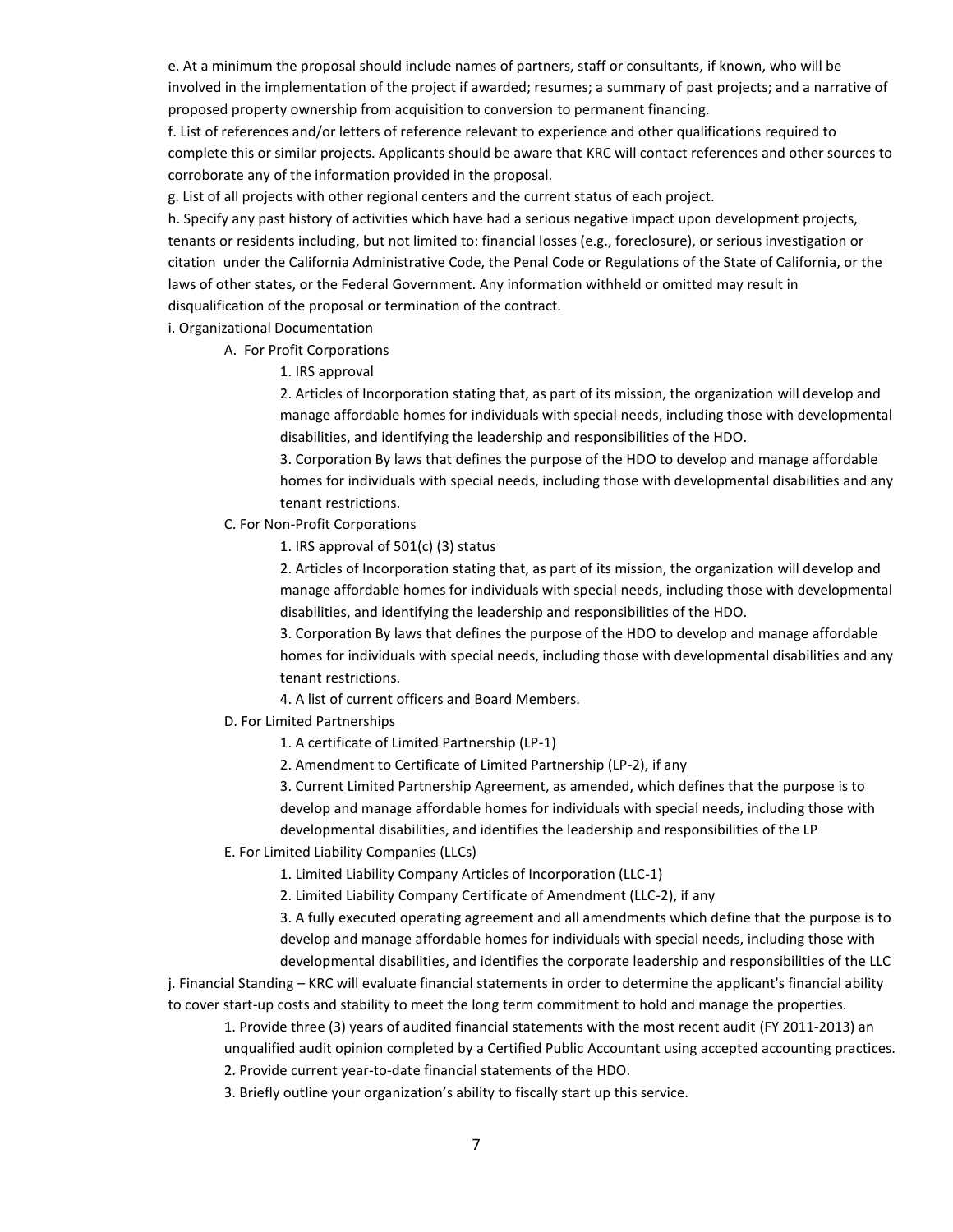e. At a minimum the proposal should include names of partners, staff or consultants, if known, who will be involved in the implementation of the project if awarded; resumes; a summary of past projects; and a narrative of proposed property ownership from acquisition to conversion to permanent financing.

f. List of references and/or letters of reference relevant to experience and other qualifications required to complete this or similar projects. Applicants should be aware that KRC will contact references and other sources to corroborate any of the information provided in the proposal.

g. List of all projects with other regional centers and the current status of each project.

h. Specify any past history of activities which have had a serious negative impact upon development projects, tenants or residents including, but not limited to: financial losses (e.g., foreclosure), or serious investigation or citation under the California Administrative Code, the Penal Code or Regulations of the State of California, or the laws of other states, or the Federal Government. Any information withheld or omitted may result in disqualification of the proposal or termination of the contract.

i. Organizational Documentation

- A. For Profit Corporations
  1. IRS approval
  2. Articles of Incorporation stating that, as part of its mission, the organization will develop and manage affordable homes for individuals with special needs, including those with developmental disabilities, and identifying the leadership and responsibilities of the HDO.
  3. Corporation By laws that defines the purpose of the HDO to develop and manage affordable homes for individuals with special needs, including those with developmental disabilities and any tenant restrictions.
- C. For Non-Profit Corporations
  1. IRS approval of 501(c) (3) status
  2. Articles of Incorporation stating that, as part of its mission, the organization will develop and manage affordable homes for individuals with special needs, including those with developmental disabilities, and identifying the leadership and responsibilities of the HDO.
  3. Corporation By laws that defines the purpose of the HDO to develop and manage affordable homes for individuals with special needs, including those with developmental disabilities and any tenant restrictions.
  4. A list of current officers and Board Members.
- D. For Limited Partnerships
  1. A certificate of Limited Partnership (LP-1)
  2. Amendment to Certificate of Limited Partnership (LP-2), if any
  3. Current Limited Partnership Agreement, as amended, which defines that the purpose is to develop and manage affordable homes for individuals with special needs, including those with developmental disabilities, and identifies the leadership and responsibilities of the LP
- E. For Limited Liability Companies (LLCs)
  1. Limited Liability Company Articles of Incorporation (LLC-1)
  2. Limited Liability Company Certificate of Amendment (LLC-2), if any
  3. A fully executed operating agreement and all amendments which define that the purpose is to develop and manage affordable homes for individuals with special needs, including those with developmental disabilities, and identifies the corporate leadership and responsibilities of the LLC

j. Financial Standing – KRC will evaluate financial statements in order to determine the applicant's financial ability to cover start-up costs and stability to meet the long term commitment to hold and manage the properties.

1. Provide three (3) years of audited financial statements with the most recent audit (FY 2011-2013) an unqualified audit opinion completed by a Certified Public Accountant using accepted accounting practices.
2. Provide current year-to-date financial statements of the HDO.
3. Briefly outline your organization's ability to fiscally start up this service.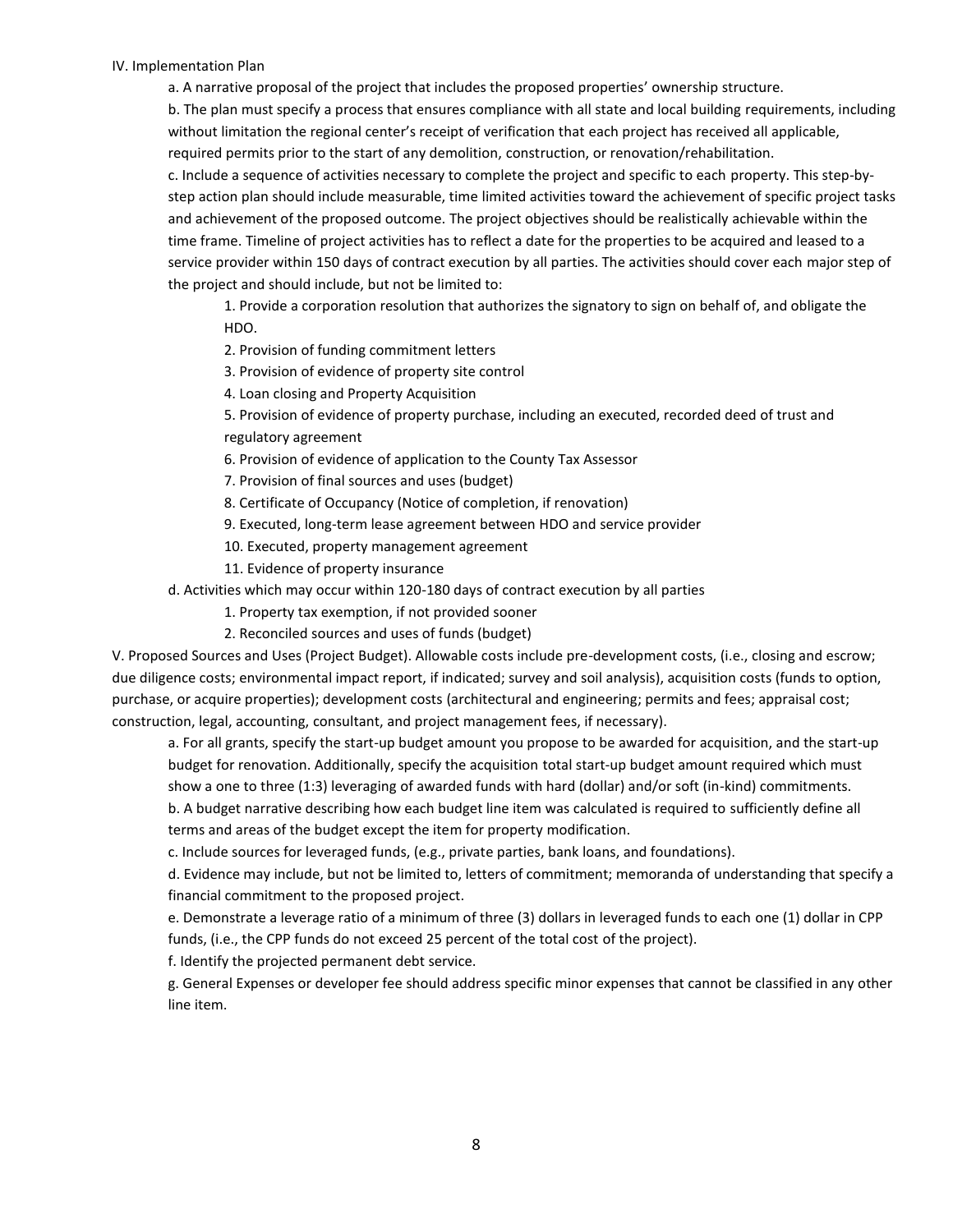IV. Implementation Plan

a. A narrative proposal of the project that includes the proposed properties' ownership structure.

b. The plan must specify a process that ensures compliance with all state and local building requirements, including without limitation the regional center's receipt of verification that each project has received all applicable, required permits prior to the start of any demolition, construction, or renovation/rehabilitation.

c. Include a sequence of activities necessary to complete the project and specific to each property. This step-by-step action plan should include measurable, time limited activities toward the achievement of specific project tasks and achievement of the proposed outcome. The project objectives should be realistically achievable within the time frame. Timeline of project activities has to reflect a date for the properties to be acquired and leased to a service provider within 150 days of contract execution by all parties. The activities should cover each major step of the project and should include, but not be limited to:

1. Provide a corporation resolution that authorizes the signatory to sign on behalf of, and obligate the HDO.
2. Provision of funding commitment letters
3. Provision of evidence of property site control
4. Loan closing and Property Acquisition
5. Provision of evidence of property purchase, including an executed, recorded deed of trust and regulatory agreement
6. Provision of evidence of application to the County Tax Assessor
7. Provision of final sources and uses (budget)
8. Certificate of Occupancy (Notice of completion, if renovation)
9. Executed, long-term lease agreement between HDO and service provider
10. Executed, property management agreement
11. Evidence of property insurance

d. Activities which may occur within 120-180 days of contract execution by all parties

1. Property tax exemption, if not provided sooner
2. Reconciled sources and uses of funds (budget)

V. Proposed Sources and Uses (Project Budget). Allowable costs include pre-development costs, (i.e., closing and escrow; due diligence costs; environmental impact report, if indicated; survey and soil analysis), acquisition costs (funds to option, purchase, or acquire properties); development costs (architectural and engineering; permits and fees; appraisal cost; construction, legal, accounting, consultant, and project management fees, if necessary).

a. For all grants, specify the start-up budget amount you propose to be awarded for acquisition, and the start-up budget for renovation. Additionally, specify the acquisition total start-up budget amount required which must show a one to three (1:3) leveraging of awarded funds with hard (dollar) and/or soft (in-kind) commitments.

b. A budget narrative describing how each budget line item was calculated is required to sufficiently define all terms and areas of the budget except the item for property modification.

c. Include sources for leveraged funds, (e.g., private parties, bank loans, and foundations).

d. Evidence may include, but not be limited to, letters of commitment; memoranda of understanding that specify a financial commitment to the proposed project.

e. Demonstrate a leverage ratio of a minimum of three (3) dollars in leveraged funds to each one (1) dollar in CPP funds, (i.e., the CPP funds do not exceed 25 percent of the total cost of the project).

f. Identify the projected permanent debt service.

g. General Expenses or developer fee should address specific minor expenses that cannot be classified in any other line item.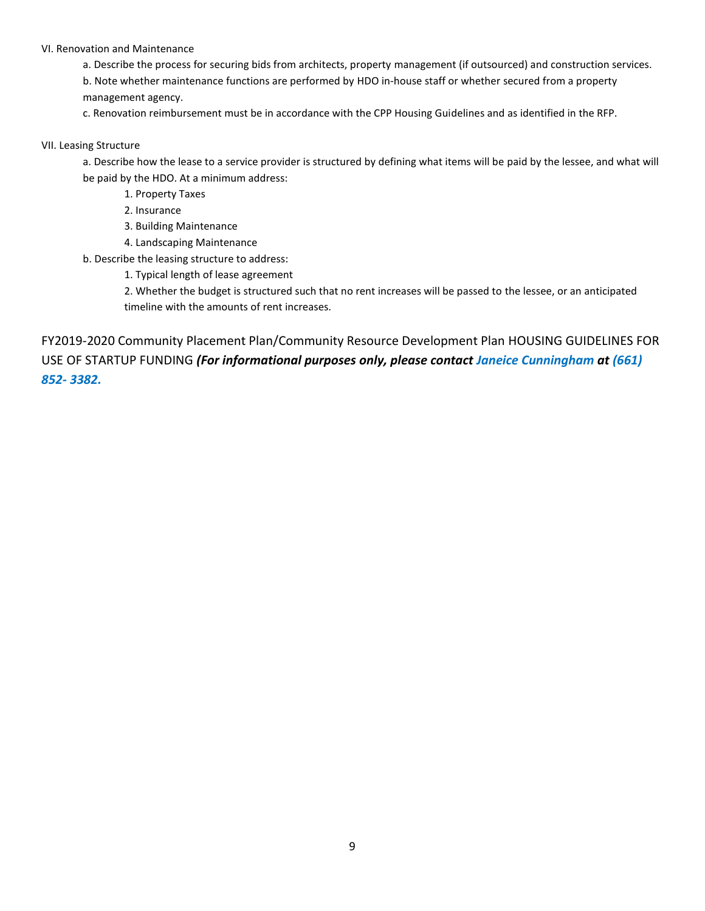VI. Renovation and Maintenance

a. Describe the process for securing bids from architects, property management (if outsourced) and construction services.

b. Note whether maintenance functions are performed by HDO in-house staff or whether secured from a property management agency.

c. Renovation reimbursement must be in accordance with the CPP Housing Guidelines and as identified in the RFP.

VII. Leasing Structure

a. Describe how the lease to a service provider is structured by defining what items will be paid by the lessee, and what will be paid by the HDO. At a minimum address:

1. Property Taxes
2. Insurance
3. Building Maintenance
4. Landscaping Maintenance

b. Describe the leasing structure to address:

1. Typical length of lease agreement
2. Whether the budget is structured such that no rent increases will be passed to the lessee, or an anticipated timeline with the amounts of rent increases.

FY2019-2020 Community Placement Plan/Community Resource Development Plan HOUSING GUIDELINES FOR USE OF STARTUP FUNDING ***(For informational purposes only, please contact Janeice Cunningham at (661) 852- 3382.***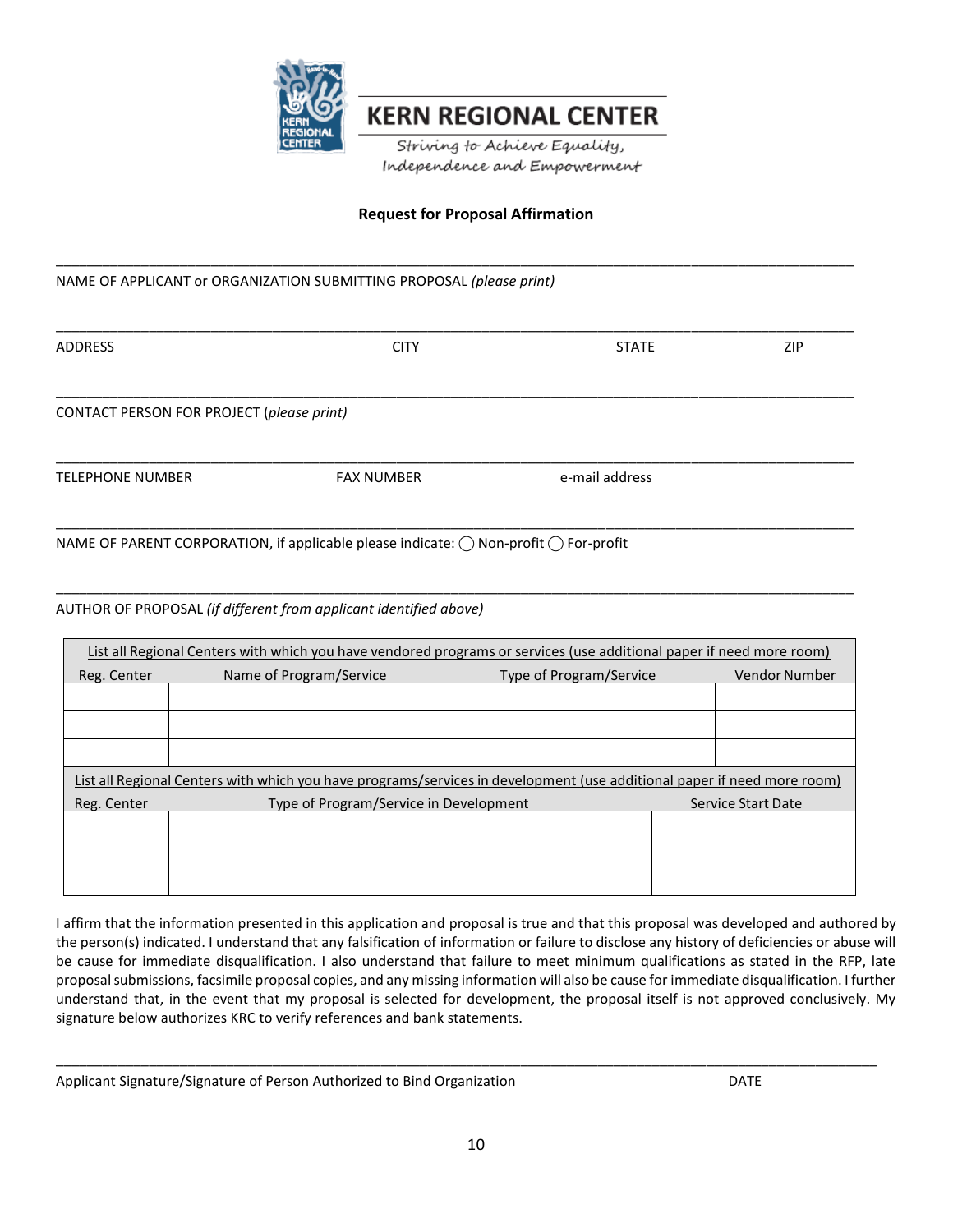# KERN REGIONAL CENTER

*Striving to Achieve Equality, Independence and Empowerment*

**Request for Proposal Affirmation**

\_\_\_\_\_\_\_\_\_\_\_\_\_\_\_\_\_\_\_\_\_\_\_\_\_\_\_\_\_\_\_\_\_\_\_\_\_\_\_\_\_\_\_\_\_\_\_\_\_\_\_\_\_\_\_\_\_\_\_\_\_\_\_\_\_\_\_\_\_\_\_\_

NAME OF APPLICANT or ORGANIZATION SUBMITTING PROPOSAL *(please print)*

\_\_\_\_\_\_\_\_\_\_\_\_\_\_\_\_\_\_\_\_\_\_\_\_\_\_\_\_\_\_\_\_\_\_\_\_\_\_\_\_\_\_\_\_\_\_\_\_\_\_\_\_\_\_\_\_\_\_\_\_\_\_\_\_\_\_\_\_\_\_\_\_

ADDRESS CITY STATE ZIP

\_\_\_\_\_\_\_\_\_\_\_\_\_\_\_\_\_\_\_\_\_\_\_\_\_\_\_\_\_\_\_\_\_\_\_\_\_\_\_\_\_\_\_\_\_\_\_\_\_\_\_\_\_\_\_\_\_\_\_\_\_\_\_\_\_\_\_\_\_\_\_\_

CONTACT PERSON FOR PROJECT (*please print)*

\_\_\_\_\_\_\_\_\_\_\_\_\_\_\_\_\_\_\_\_\_\_\_\_\_\_\_\_\_\_\_\_\_\_\_\_\_\_\_\_\_\_\_\_\_\_\_\_\_\_\_\_\_\_\_\_\_\_\_\_\_\_\_\_\_\_\_\_\_\_\_\_

TELEPHONE NUMBER FAX NUMBER e-mail address

\_\_\_\_\_\_\_\_\_\_\_\_\_\_\_\_\_\_\_\_\_\_\_\_\_\_\_\_\_\_\_\_\_\_\_\_\_\_\_\_\_\_\_\_\_\_\_\_\_\_\_\_\_\_\_\_\_\_\_\_\_\_\_\_\_\_\_\_\_\_\_\_

NAME OF PARENT CORPORATION, if applicable please indicate: ◯ Non-profit ◯ For-profit

\_\_\_\_\_\_\_\_\_\_\_\_\_\_\_\_\_\_\_\_\_\_\_\_\_\_\_\_\_\_\_\_\_\_\_\_\_\_\_\_\_\_\_\_\_\_\_\_\_\_\_\_\_\_\_\_\_\_\_\_\_\_\_\_\_\_\_\_\_\_\_\_

AUTHOR OF PROPOSAL *(if different from applicant identified above)*

List all Regional Centers with which you have vendored programs or services (use additional paper if need more room)

| Reg. Center | Name of Program/Service | Type of Program/Service | Vendor Number |
|---|---|---|---|
| | | | |
| | | | |
| | | | |

List all Regional Centers with which you have programs/services in development (use additional paper if need more room)

| Reg. Center | Type of Program/Service in Development | Service Start Date |
|---|---|---|
| | | |
| | | |
| | | |

I affirm that the information presented in this application and proposal is true and that this proposal was developed and authored by the person(s) indicated. I understand that any falsification of information or failure to disclose any history of deficiencies or abuse will be cause for immediate disqualification. I also understand that failure to meet minimum qualifications as stated in the RFP, late proposal submissions, facsimile proposal copies, and any missing information will also be cause for immediate disqualification. I further understand that, in the event that my proposal is selected for development, the proposal itself is not approved conclusively. My signature below authorizes KRC to verify references and bank statements.

\_\_\_\_\_\_\_\_\_\_\_\_\_\_\_\_\_\_\_\_\_\_\_\_\_\_\_\_\_\_\_\_\_\_\_\_\_\_\_\_\_\_\_\_\_\_\_\_\_\_\_\_\_\_\_\_\_\_\_\_\_\_\_\_\_\_\_\_\_\_\_\_

Applicant Signature/Signature of Person Authorized to Bind Organization DATE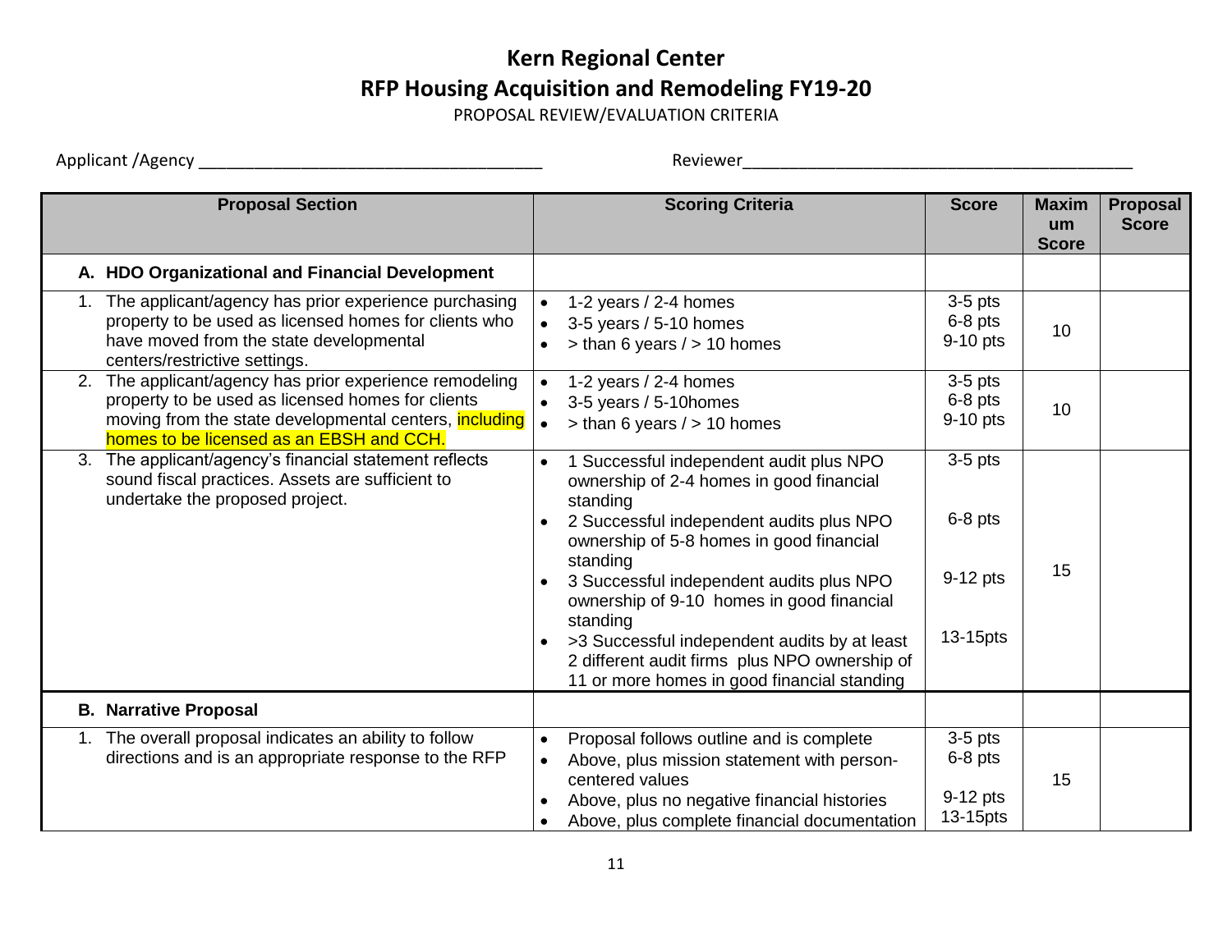# Kern Regional Center

## RFP Housing Acquisition and Remodeling FY19-20

PROPOSAL REVIEW/EVALUATION CRITERIA

Applicant /Agency ______________________________________ Reviewer____________________________________________

| Proposal Section | Scoring Criteria | Score | Maximum Score | Proposal Score |
|---|---|---|---|---|
| **A. HDO Organizational and Financial Development** | | | | |
| 1. The applicant/agency has prior experience purchasing property to be used as licensed homes for clients who have moved from the state developmental centers/restrictive settings. | • 1-2 years / 2-4 homes<br>• 3-5 years / 5-10 homes<br>• > than 6 years / > 10 homes | 3-5 pts<br>6-8 pts<br>9-10 pts | 10 | |
| 2. The applicant/agency has prior experience remodeling property to be used as licensed homes for clients moving from the state developmental centers, including homes to be licensed as an EBSH and CCH. | • 1-2 years / 2-4 homes<br>• 3-5 years / 5-10homes<br>• > than 6 years / > 10 homes | 3-5 pts<br>6-8 pts<br>9-10 pts | 10 | |
| 3. The applicant/agency's financial statement reflects sound fiscal practices. Assets are sufficient to undertake the proposed project. | • 1 Successful independent audit plus NPO ownership of 2-4 homes in good financial standing<br>• 2 Successful independent audits plus NPO ownership of 5-8 homes in good financial standing<br>• 3 Successful independent audits plus NPO ownership of 9-10 homes in good financial standing<br>• >3 Successful independent audits by at least 2 different audit firms plus NPO ownership of 11 or more homes in good financial standing | 3-5 pts<br>6-8 pts<br>9-12 pts<br>13-15pts | 15 | |
| **B. Narrative Proposal** | | | | |
| 1. The overall proposal indicates an ability to follow directions and is an appropriate response to the RFP | • Proposal follows outline and is complete<br>• Above, plus mission statement with person-centered values<br>• Above, plus no negative financial histories<br>• Above, plus complete financial documentation | 3-5 pts<br>6-8 pts<br>9-12 pts<br>13-15pts | 15 | |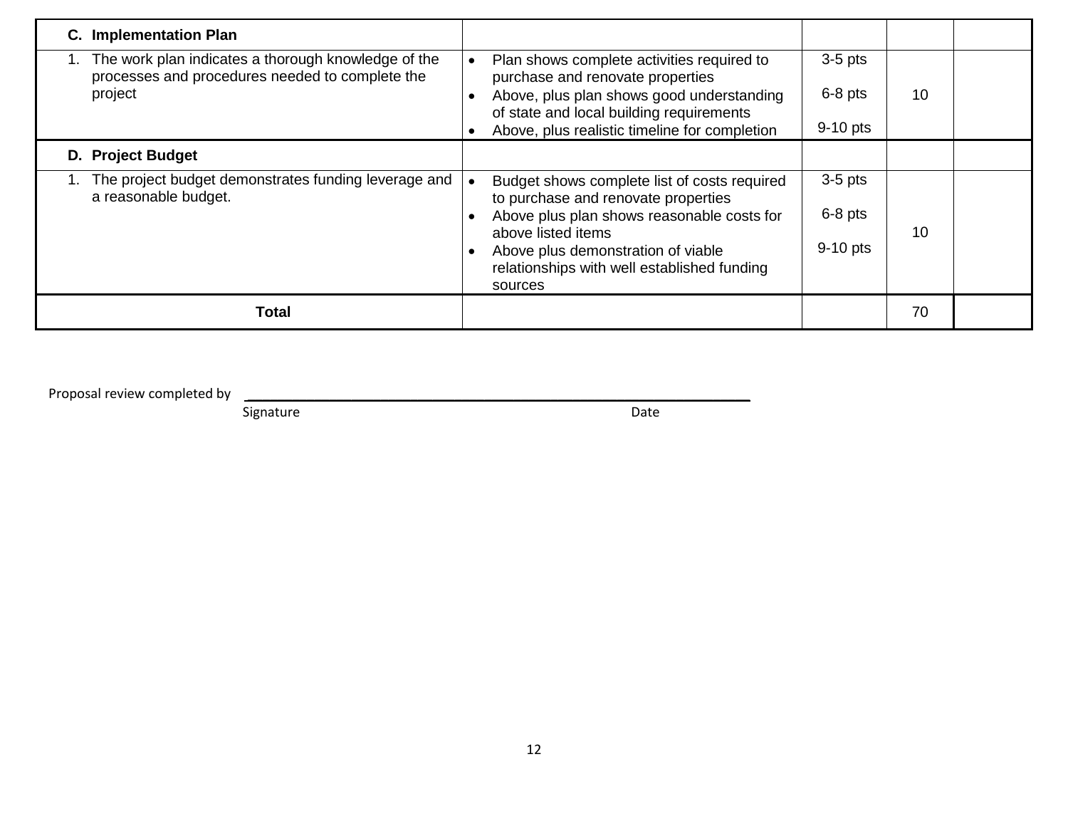| | | | | |
|---|---|---|---|---|
| **C. Implementation Plan** | | | | |
| 1. The work plan indicates a thorough knowledge of the processes and procedures needed to complete the project | • Plan shows complete activities required to purchase and renovate properties<br>• Above, plus plan shows good understanding of state and local building requirements<br>• Above, plus realistic timeline for completion | 3-5 pts<br>6-8 pts<br>9-10 pts | 10 | |
| **D. Project Budget** | | | | |
| 1. The project budget demonstrates funding leverage and a reasonable budget. | • Budget shows complete list of costs required to purchase and renovate properties<br>• Above plus plan shows reasonable costs for above listed items<br>• Above plus demonstration of viable relationships with well established funding sources | 3-5 pts<br>6-8 pts<br>9-10 pts | 10 | |
| **Total** | | | 70 | |

Proposal review completed by ______________________________________________

Signature Date